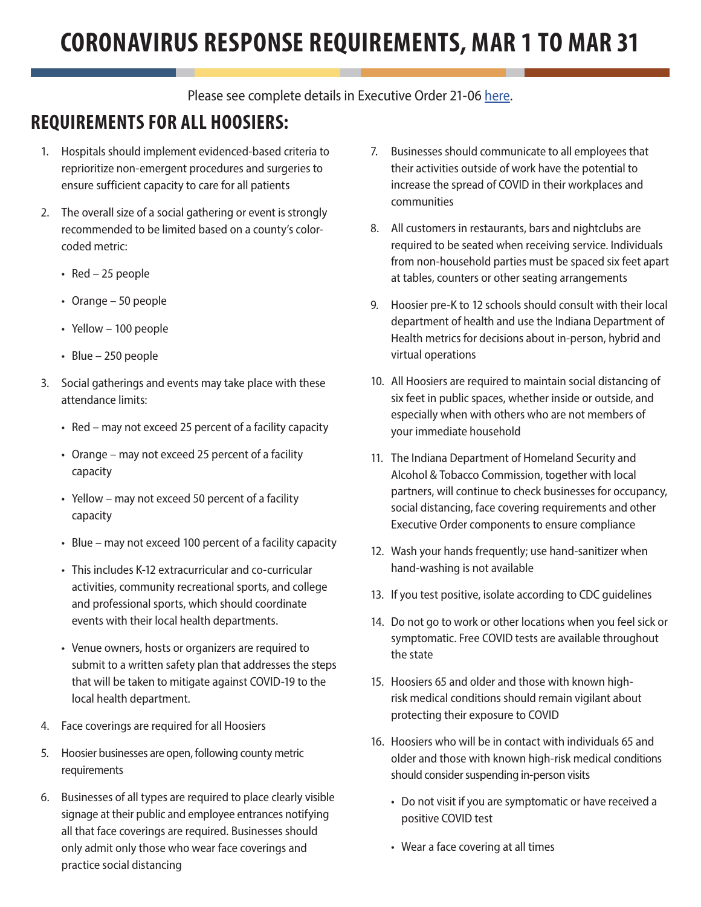# CORONAVIRUS RESPONSE REQUIREMENTS, MAR 1 TO MAR 31

Please see complete details in Executive Order 21-06 here.

## REQUIREMENTS FOR ALL HOOSIERS:

1. Hospitals should implement evidenced-based criteria to reprioritize non-emergent procedures and surgeries to ensure sufficient capacity to care for all patients
2. The overall size of a social gathering or event is strongly recommended to be limited based on a county's color-coded metric:
   - Red – 25 people
   - Orange – 50 people
   - Yellow – 100 people
   - Blue – 250 people
3. Social gatherings and events may take place with these attendance limits:
   - Red – may not exceed 25 percent of a facility capacity
   - Orange – may not exceed 25 percent of a facility capacity
   - Yellow – may not exceed 50 percent of a facility capacity
   - Blue – may not exceed 100 percent of a facility capacity
   - This includes K-12 extracurricular and co-curricular activities, community recreational sports, and college and professional sports, which should coordinate events with their local health departments.
   - Venue owners, hosts or organizers are required to submit to a written safety plan that addresses the steps that will be taken to mitigate against COVID-19 to the local health department.
4. Face coverings are required for all Hoosiers
5. Hoosier businesses are open, following county metric requirements
6. Businesses of all types are required to place clearly visible signage at their public and employee entrances notifying all that face coverings are required. Businesses should only admit only those who wear face coverings and practice social distancing
7. Businesses should communicate to all employees that their activities outside of work have the potential to increase the spread of COVID in their workplaces and communities
8. All customers in restaurants, bars and nightclubs are required to be seated when receiving service. Individuals from non-household parties must be spaced six feet apart at tables, counters or other seating arrangements
9. Hoosier pre-K to 12 schools should consult with their local department of health and use the Indiana Department of Health metrics for decisions about in-person, hybrid and virtual operations
10. All Hoosiers are required to maintain social distancing of six feet in public spaces, whether inside or outside, and especially when with others who are not members of your immediate household
11. The Indiana Department of Homeland Security and Alcohol & Tobacco Commission, together with local partners, will continue to check businesses for occupancy, social distancing, face covering requirements and other Executive Order components to ensure compliance
12. Wash your hands frequently; use hand-sanitizer when hand-washing is not available
13. If you test positive, isolate according to CDC guidelines
14. Do not go to work or other locations when you feel sick or symptomatic. Free COVID tests are available throughout the state
15. Hoosiers 65 and older and those with known high-risk medical conditions should remain vigilant about protecting their exposure to COVID
16. Hoosiers who will be in contact with individuals 65 and older and those with known high-risk medical conditions should consider suspending in-person visits
    - Do not visit if you are symptomatic or have received a positive COVID test
    - Wear a face covering at all times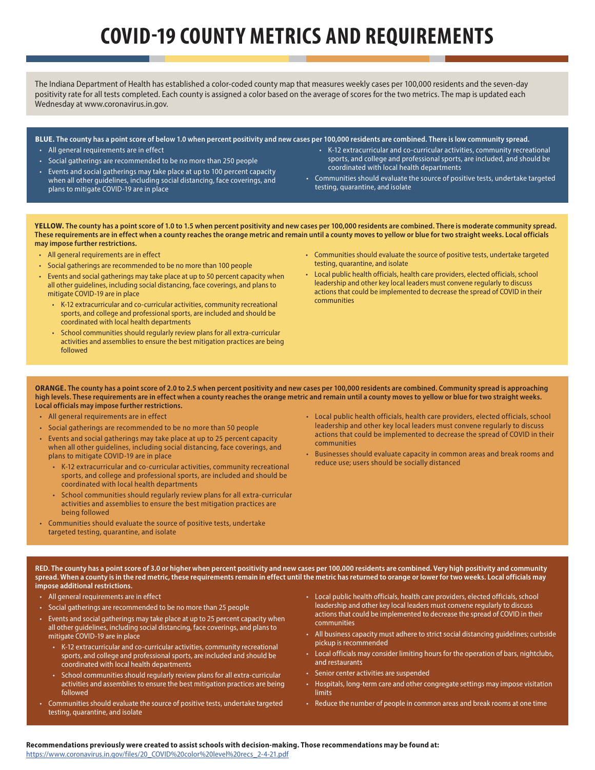# COVID-19 COUNTY METRICS AND REQUIREMENTS

The Indiana Department of Health has established a color-coded county map that measures weekly cases per 100,000 residents and the seven-day positivity rate for all tests completed. Each county is assigned a color based on the average of scores for the two metrics. The map is updated each Wednesday at www.coronavirus.in.gov.

**BLUE. The county has a point score of below 1.0 when percent positivity and new cases per 100,000 residents are combined. There is low community spread.**

- All general requirements are in effect
- Social gatherings are recommended to be no more than 250 people
- Events and social gatherings may take place at up to 100 percent capacity when all other guidelines, including social distancing, face coverings, and plans to mitigate COVID-19 are in place
  - K-12 extracurricular and co-curricular activities, community recreational sports, and college and professional sports, are included, and should be coordinated with local health departments
- Communities should evaluate the source of positive tests, undertake targeted testing, quarantine, and isolate

**YELLOW. The county has a point score of 1.0 to 1.5 when percent positivity and new cases per 100,000 residents are combined. There is moderate community spread. These requirements are in effect when a county reaches the orange metric and remain until a county moves to yellow or blue for two straight weeks. Local officials may impose further restrictions.**

- All general requirements are in effect
- Social gatherings are recommended to be no more than 100 people
- Events and social gatherings may take place at up to 50 percent capacity when all other guidelines, including social distancing, face coverings, and plans to mitigate COVID-19 are in place
  - K-12 extracurricular and co-curricular activities, community recreational sports, and college and professional sports, are included and should be coordinated with local health departments
  - School communities should regularly review plans for all extra-curricular activities and assemblies to ensure the best mitigation practices are being followed
- Communities should evaluate the source of positive tests, undertake targeted testing, quarantine, and isolate
- Local public health officials, health care providers, elected officials, school leadership and other key local leaders must convene regularly to discuss actions that could be implemented to decrease the spread of COVID in their communities

**ORANGE. The county has a point score of 2.0 to 2.5 when percent positivity and new cases per 100,000 residents are combined. Community spread is approaching high levels. These requirements are in effect when a county reaches the orange metric and remain until a county moves to yellow or blue for two straight weeks. Local officials may impose further restrictions.**

- All general requirements are in effect
- Social gatherings are recommended to be no more than 50 people
- Events and social gatherings may take place at up to 25 percent capacity when all other guidelines, including social distancing, face coverings, and plans to mitigate COVID-19 are in place
  - K-12 extracurricular and co-curricular activities, community recreational sports, and college and professional sports, are included and should be coordinated with local health departments
  - School communities should regularly review plans for all extra-curricular activities and assemblies to ensure the best mitigation practices are being followed
- Communities should evaluate the source of positive tests, undertake targeted testing, quarantine, and isolate
- Local public health officials, health care providers, elected officials, school leadership and other key local leaders must convene regularly to discuss actions that could be implemented to decrease the spread of COVID in their communities
- Businesses should evaluate capacity in common areas and break rooms and reduce use; users should be socially distanced

**RED. The county has a point score of 3.0 or higher when percent positivity and new cases per 100,000 residents are combined. Very high positivity and community spread. When a county is in the red metric, these requirements remain in effect until the metric has returned to orange or lower for two weeks. Local officials may impose additional restrictions.**

- All general requirements are in effect
- Social gatherings are recommended to be no more than 25 people
- Events and social gatherings may take place at up to 25 percent capacity when all other guidelines, including social distancing, face coverings, and plans to mitigate COVID-19 are in place
  - K-12 extracurricular and co-curricular activities, community recreational sports, and college and professional sports, are included and should be coordinated with local health departments
  - School communities should regularly review plans for all extra-curricular activities and assemblies to ensure the best mitigation practices are being followed
- Communities should evaluate the source of positive tests, undertake targeted testing, quarantine, and isolate
- Local public health officials, health care providers, elected officials, school leadership and other key local leaders must convene regularly to discuss actions that could be implemented to decrease the spread of COVID in their communities
- All business capacity must adhere to strict social distancing guidelines; curbside pickup is recommended
- Local officials may consider limiting hours for the operation of bars, nightclubs, and restaurants
- Senior center activities are suspended
- Hospitals, long-term care and other congregate settings may impose visitation limits
- Reduce the number of people in common areas and break rooms at one time

**Recommendations previously were created to assist schools with decision-making. Those recommendations may be found at:**
https://www.coronavirus.in.gov/files/20_COVID%20color%20level%20recs_2-4-21.pdf